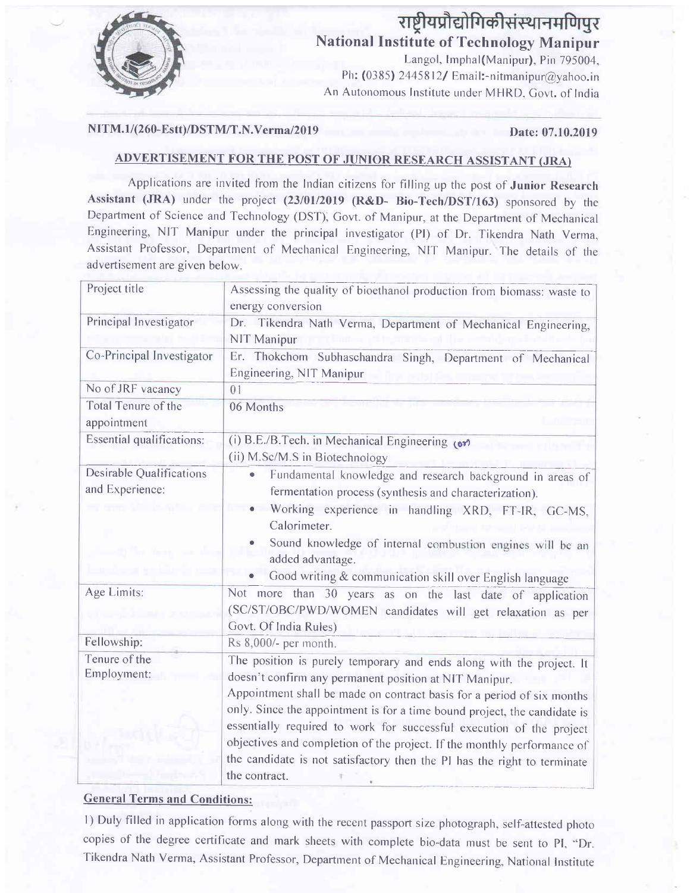# राष्ट्रीयप्रौद्योगिकीसंस्थानमणिपुर

## National Institute of Technology Manipur

Langol, Imphal(Manipur), Pin 795004,
Ph: (0385) 2445812/ Email:-nitmanipur@yahoo.in
An Autonomous Institute under MHRD, Govt. of India

**NITM.1/(260-Estt)/DSTM/T.N.Verma/2019** **Date: 07.10.2019**

## ADVERTISEMENT FOR THE POST OF JUNIOR RESEARCH ASSISTANT (JRA)

Applications are invited from the Indian citizens for filling up the post of **Junior Research Assistant (JRA)** under the project **(23/01/2019 (R&D- Bio-Tech/DST/163)** sponsored by the Department of Science and Technology (DST), Govt. of Manipur, at the Department of Mechanical Engineering, NIT Manipur under the principal investigator (PI) of Dr. Tikendra Nath Verma, Assistant Professor, Department of Mechanical Engineering, NIT Manipur. The details of the advertisement are given below.

| Project title | Assessing the quality of bioethanol production from biomass: waste to energy conversion |
|---|---|
| Principal Investigator | Dr. Tikendra Nath Verma, Department of Mechanical Engineering, NIT Manipur |
| Co-Principal Investigator | Er. Thokchom Subhaschandra Singh, Department of Mechanical Engineering, NIT Manipur |
| No of JRF vacancy | 01 |
| Total Tenure of the appointment | 06 Months |
| Essential qualifications: | (i) B.E./B.Tech. in Mechanical Engineering (or) (ii) M.Sc/M.S in Biotechnology |
| Desirable Qualifications and Experience: | • Fundamental knowledge and research background in areas of fermentation process (synthesis and characterization). • Working experience in handling XRD, FT-IR, GC-MS, Calorimeter. • Sound knowledge of internal combustion engines will be an added advantage. • Good writing & communication skill over English language |
| Age Limits: | Not more than 30 years as on the last date of application (SC/ST/OBC/PWD/WOMEN candidates will get relaxation as per Govt. Of India Rules) |
| Fellowship: | Rs 8,000/- per month. |
| Tenure of the Employment: | The position is purely temporary and ends along with the project. It doesn't confirm any permanent position at NIT Manipur. Appointment shall be made on contract basis for a period of six months only. Since the appointment is for a time bound project, the candidate is essentially required to work for successful execution of the project objectives and completion of the project. If the monthly performance of the candidate is not satisfactory then the PI has the right to terminate the contract. |

**General Terms and Conditions:**

1) Duly filled in application forms along with the recent passport size photograph, self-attested photo copies of the degree certificate and mark sheets with complete bio-data must be sent to PI, "Dr. Tikendra Nath Verma, Assistant Professor, Department of Mechanical Engineering, National Institute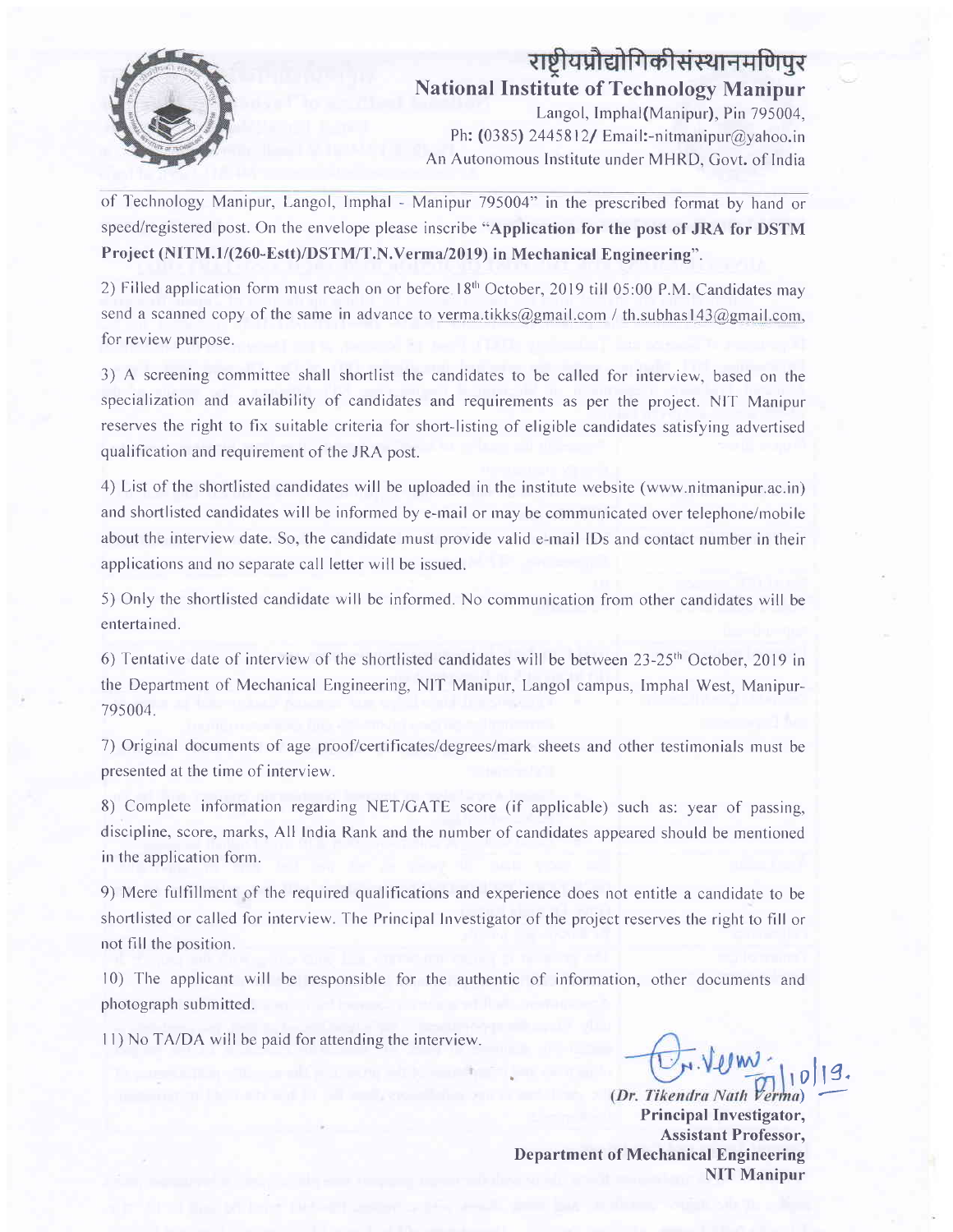# राष्ट्रीयप्रौद्योगिकीसंस्थानमणिपुर

## National Institute of Technology Manipur

Langol, Imphal(Manipur), Pin 795004,
Ph: (0385) 2445812/ Email:-nitmanipur@yahoo.in
An Autonomous Institute under MHRD, Govt. of India

of Technology Manipur, Langol, Imphal - Manipur 795004" in the prescribed format by hand or speed/registered post. On the envelope please inscribe "**Application for the post of JRA for DSTM Project (NITM.1/(260-Estt)/DSTM/T.N.Verma/2019) in Mechanical Engineering**".

2) Filled application form must reach on or before 18th October, 2019 till 05:00 P.M. Candidates may send a scanned copy of the same in advance to verma.tikks@gmail.com / th.subhas143@gmail.com, for review purpose.

3) A screening committee shall shortlist the candidates to be called for interview, based on the specialization and availability of candidates and requirements as per the project. NIT Manipur reserves the right to fix suitable criteria for short-listing of eligible candidates satisfying advertised qualification and requirement of the JRA post.

4) List of the shortlisted candidates will be uploaded in the institute website (www.nitmanipur.ac.in) and shortlisted candidates will be informed by e-mail or may be communicated over telephone/mobile about the interview date. So, the candidate must provide valid e-mail IDs and contact number in their applications and no separate call letter will be issued.

5) Only the shortlisted candidate will be informed. No communication from other candidates will be entertained.

6) Tentative date of interview of the shortlisted candidates will be between 23-25th October, 2019 in the Department of Mechanical Engineering, NIT Manipur, Langol campus, Imphal West, Manipur-795004.

7) Original documents of age proof/certificates/degrees/mark sheets and other testimonials must be presented at the time of interview.

8) Complete information regarding NET/GATE score (if applicable) such as: year of passing, discipline, score, marks, All India Rank and the number of candidates appeared should be mentioned in the application form.

9) Mere fulfillment of the required qualifications and experience does not entitle a candidate to be shortlisted or called for interview. The Principal Investigator of the project reserves the right to fill or not fill the position.

10) The applicant will be responsible for the authentic of information, other documents and photograph submitted.

11) No TA/DA will be paid for attending the interview.

(Dr. Tikendra Nath Verma)
**Principal Investigator,**
**Assistant Professor,**
**Department of Mechanical Engineering**
**NIT Manipur**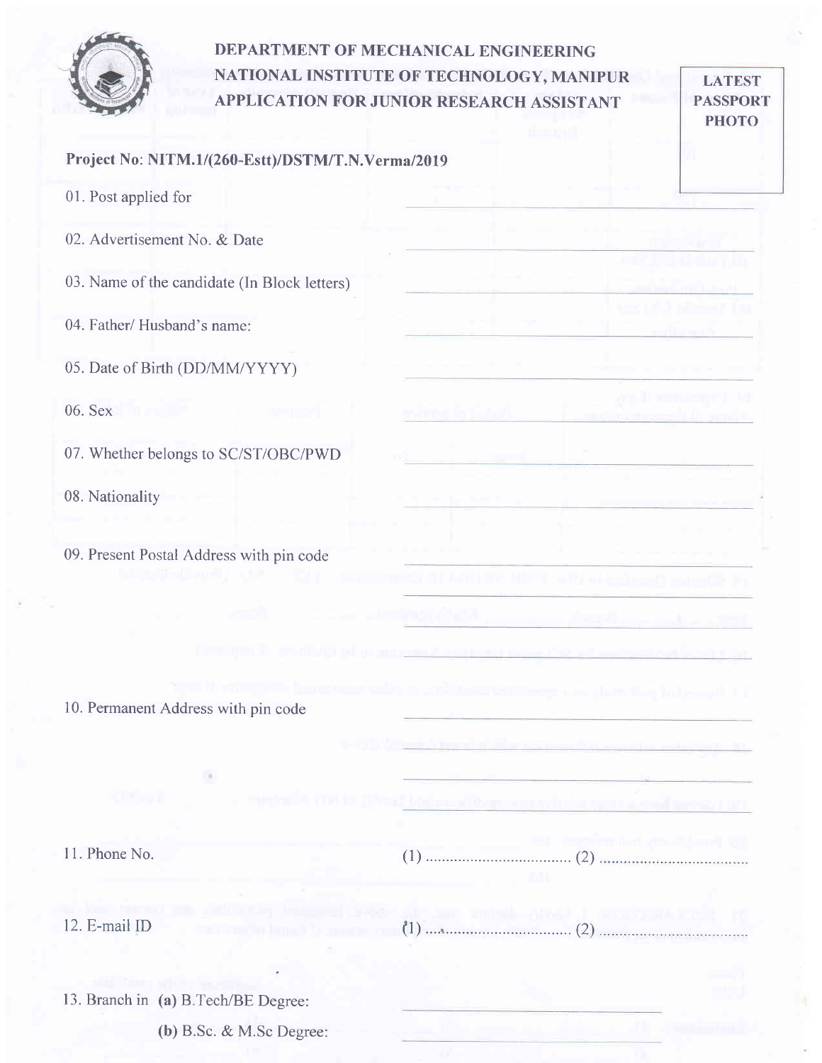# DEPARTMENT OF MECHANICAL ENGINEERING
# NATIONAL INSTITUTE OF TECHNOLOGY, MANIPUR
# APPLICATION FOR JUNIOR RESEARCH ASSISTANT

**LATEST PASSPORT PHOTO**

**Project No: NITM.1/(260-Estt)/DSTM/T.N.Verma/2019**

01. Post applied for \_\_\_\_\_\_\_\_\_\_\_\_\_\_\_\_\_\_\_\_

02. Advertisement No. & Date \_\_\_\_\_\_\_\_\_\_\_\_\_\_\_\_\_\_\_\_

03. Name of the candidate (In Block letters) \_\_\_\_\_\_\_\_\_\_\_\_\_\_\_\_\_\_\_\_

04. Father/ Husband's name: \_\_\_\_\_\_\_\_\_\_\_\_\_\_\_\_\_\_\_\_

05. Date of Birth (DD/MM/YYYY) \_\_\_\_\_\_\_\_\_\_\_\_\_\_\_\_\_\_\_\_

06. Sex \_\_\_\_\_\_\_\_\_\_\_\_\_\_\_\_\_\_\_\_

07. Whether belongs to SC/ST/OBC/PWD \_\_\_\_\_\_\_\_\_\_\_\_\_\_\_\_\_\_\_\_

08. Nationality \_\_\_\_\_\_\_\_\_\_\_\_\_\_\_\_\_\_\_\_

09. Present Postal Address with pin code \_\_\_\_\_\_\_\_\_\_\_\_\_\_\_\_\_\_\_\_

10. Permanent Address with pin code \_\_\_\_\_\_\_\_\_\_\_\_\_\_\_\_\_\_\_\_

11. Phone No. (1) .................................... (2) ....................................

12. E-mail ID (1) .................................... (2) ....................................

13. Branch in **(a)** B.Tech/BE Degree: \_\_\_\_\_\_\_\_\_\_\_\_\_\_\_\_\_\_\_\_

**(b)** B.Sc. & M.Sc Degree: \_\_\_\_\_\_\_\_\_\_\_\_\_\_\_\_\_\_\_\_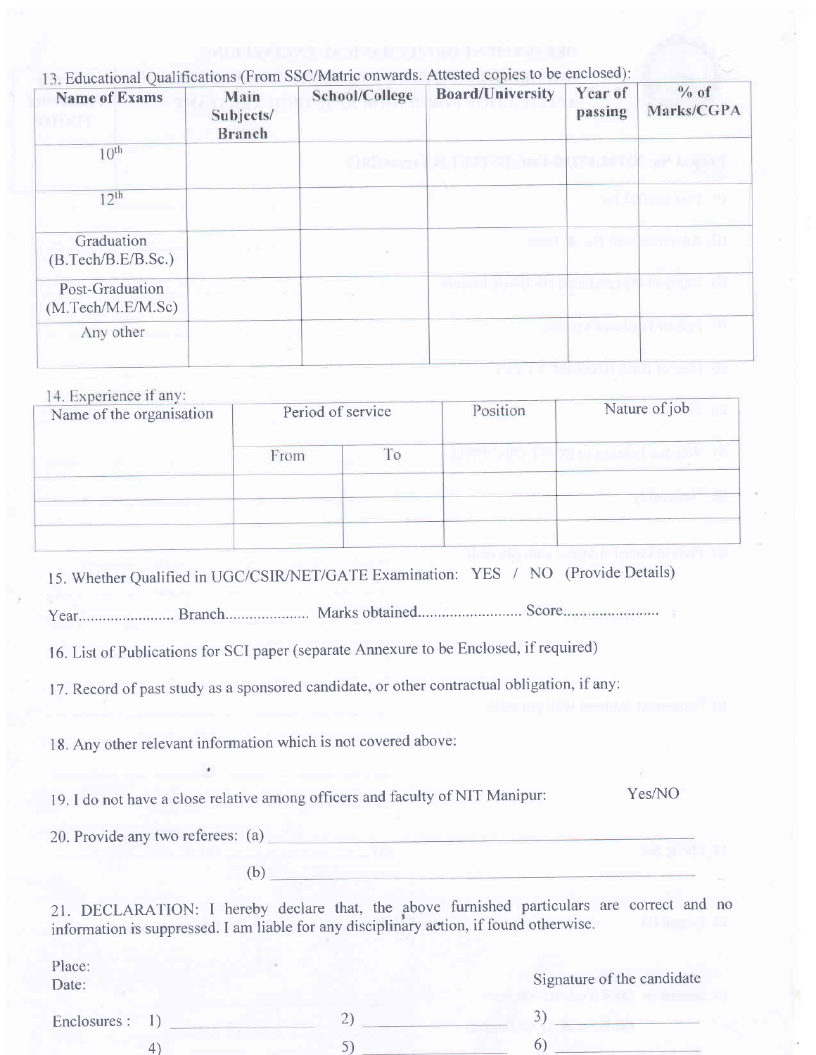13. Educational Qualifications (From SSC/Matric onwards. Attested copies to be enclosed):

| Name of Exams | Main Subjects/ Branch | School/College | Board/University | Year of passing | % of Marks/CGPA |
|---|---|---|---|---|---|
| 10th | | | | | |
| 12th | | | | | |
| Graduation (B.Tech/B.E/B.Sc.) | | | | | |
| Post-Graduation (M.Tech/M.E/M.Sc) | | | | | |
| Any other | | | | | |

14. Experience if any:

| Name of the organisation | Period of service | | Position | Nature of job |
|---|---|---|---|---|
| | From | To | | |
| | | | | |
| | | | | |
| | | | | |

15. Whether Qualified in UGC/CSIR/NET/GATE Examination: YES / NO (Provide Details)

Year........................ Branch..................... Marks obtained.......................... Score........................

16. List of Publications for SCI paper (separate Annexure to be Enclosed, if required)

17. Record of past study as a sponsored candidate, or other contractual obligation, if any:

18. Any other relevant information which is not covered above:

19. I do not have a close relative among officers and faculty of NIT Manipur: Yes/NO

20. Provide any two referees: (a) ____________________

(b) ____________________

21. DECLARATION: I hereby declare that, the above furnished particulars are correct and no information is suppressed. I am liable for any disciplinary action, if found otherwise.

Place:

Date:

Signature of the candidate

Enclosures : 1) ____________ 2) ____________ 3) ____________

4) ____________ 5) ____________ 6) ____________